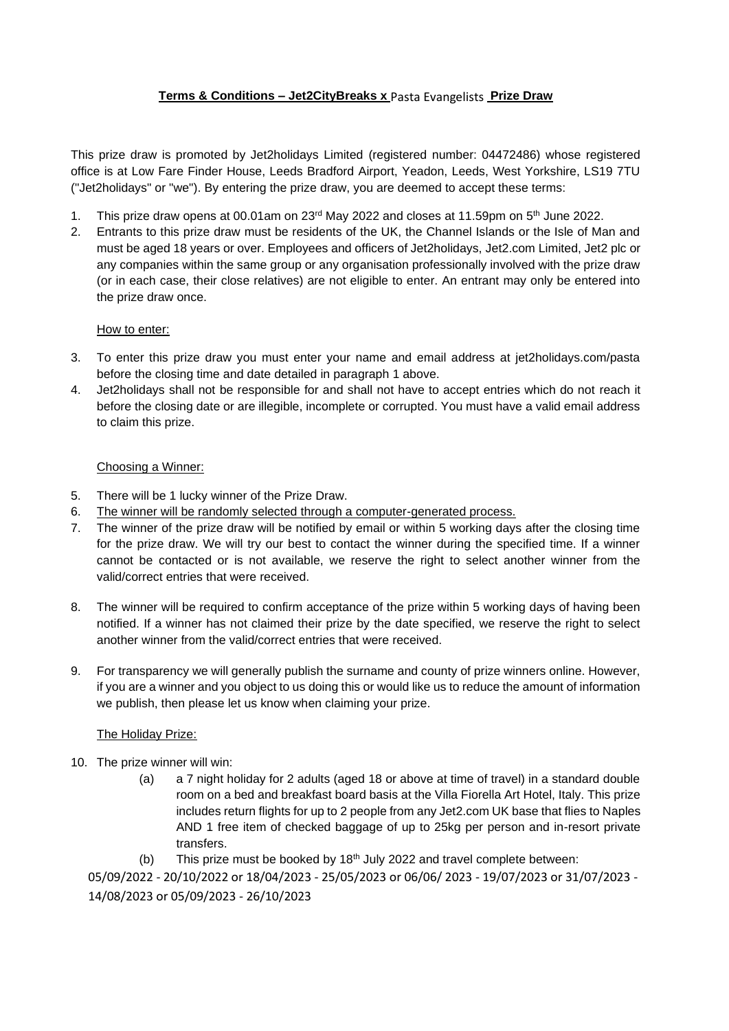**Terms & Conditions – Jet2CityBreaks x Pasta Evangelists Prize Draw**

This prize draw is promoted by Jet2holidays Limited (registered number: 04472486) whose registered office is at Low Fare Finder House, Leeds Bradford Airport, Yeadon, Leeds, West Yorkshire, LS19 7TU ("Jet2holidays" or "we"). By entering the prize draw, you are deemed to accept these terms:

1. This prize draw opens at 00.01am on 23rd May 2022 and closes at 11.59pm on 5th June 2022.
2. Entrants to this prize draw must be residents of the UK, the Channel Islands or the Isle of Man and must be aged 18 years or over. Employees and officers of Jet2holidays, Jet2.com Limited, Jet2 plc or any companies within the same group or any organisation professionally involved with the prize draw (or in each case, their close relatives) are not eligible to enter. An entrant may only be entered into the prize draw once.

How to enter:

3. To enter this prize draw you must enter your name and email address at jet2holidays.com/pasta before the closing time and date detailed in paragraph 1 above.
4. Jet2holidays shall not be responsible for and shall not have to accept entries which do not reach it before the closing date or are illegible, incomplete or corrupted. You must have a valid email address to claim this prize.

Choosing a Winner:

5. There will be 1 lucky winner of the Prize Draw.
6. The winner will be randomly selected through a computer-generated process.
7. The winner of the prize draw will be notified by email or within 5 working days after the closing time for the prize draw. We will try our best to contact the winner during the specified time. If a winner cannot be contacted or is not available, we reserve the right to select another winner from the valid/correct entries that were received.
8. The winner will be required to confirm acceptance of the prize within 5 working days of having been notified. If a winner has not claimed their prize by the date specified, we reserve the right to select another winner from the valid/correct entries that were received.
9. For transparency we will generally publish the surname and county of prize winners online. However, if you are a winner and you object to us doing this or would like us to reduce the amount of information we publish, then please let us know when claiming your prize.

The Holiday Prize:

10. The prize winner will win:
    (a) a 7 night holiday for 2 adults (aged 18 or above at time of travel) in a standard double room on a bed and breakfast board basis at the Villa Fiorella Art Hotel, Italy. This prize includes return flights for up to 2 people from any Jet2.com UK base that flies to Naples AND 1 free item of checked baggage of up to 25kg per person and in-resort private transfers.
    (b) This prize must be booked by 18th July 2022 and travel complete between: 05/09/2022 - 20/10/2022 or 18/04/2023 - 25/05/2023 or 06/06/ 2023 - 19/07/2023 or 31/07/2023 - 14/08/2023 or 05/09/2023 - 26/10/2023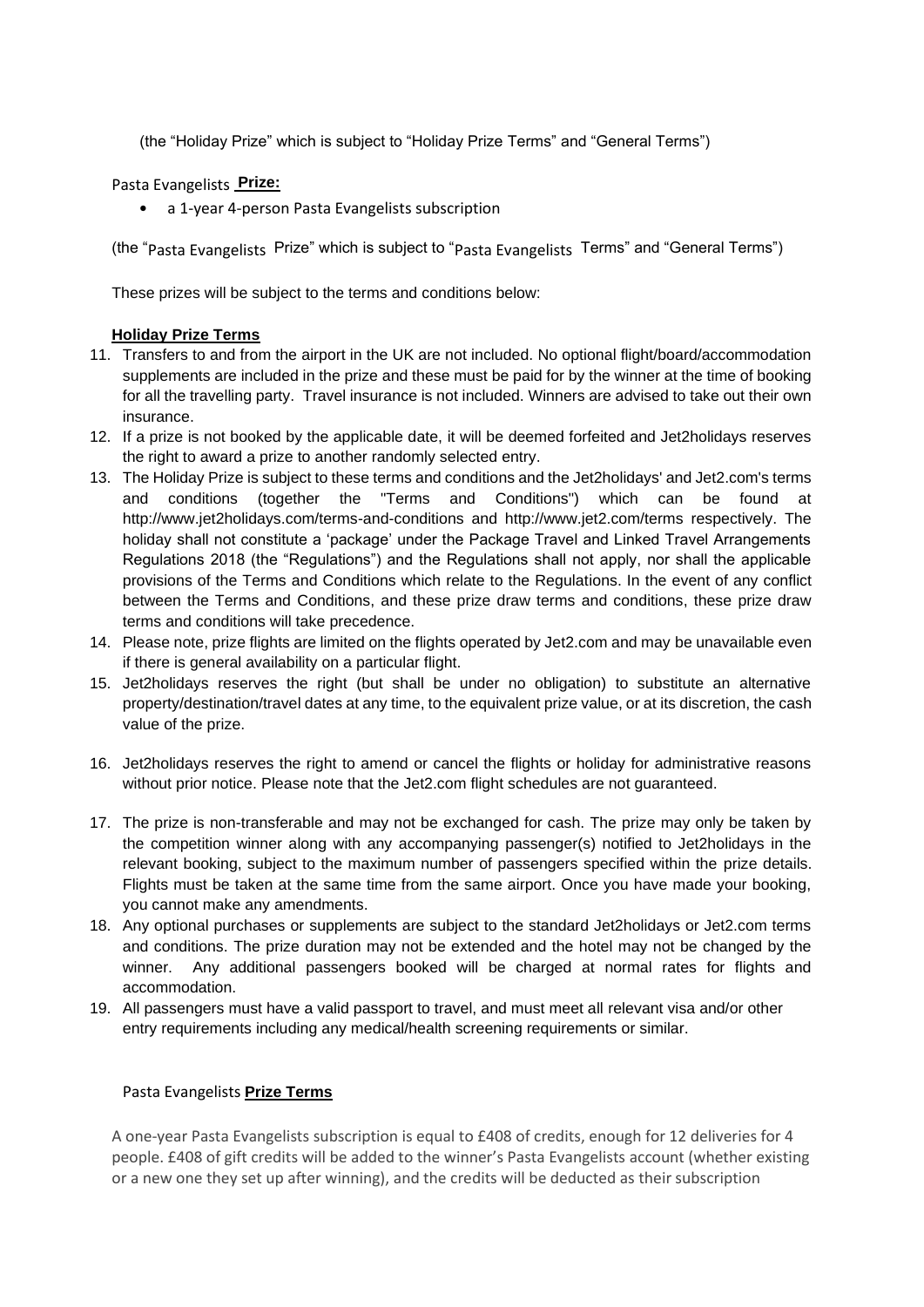(the "Holiday Prize" which is subject to "Holiday Prize Terms" and "General Terms")

Pasta Evangelists **Prize:**

- a 1-year 4-person Pasta Evangelists subscription

(the "Pasta Evangelists Prize" which is subject to "Pasta Evangelists Terms" and "General Terms")

These prizes will be subject to the terms and conditions below:

**Holiday Prize Terms**

11. Transfers to and from the airport in the UK are not included. No optional flight/board/accommodation supplements are included in the prize and these must be paid for by the winner at the time of booking for all the travelling party. Travel insurance is not included. Winners are advised to take out their own insurance.
12. If a prize is not booked by the applicable date, it will be deemed forfeited and Jet2holidays reserves the right to award a prize to another randomly selected entry.
13. The Holiday Prize is subject to these terms and conditions and the Jet2holidays' and Jet2.com's terms and conditions (together the "Terms and Conditions") which can be found at http://www.jet2holidays.com/terms-and-conditions and http://www.jet2.com/terms respectively. The holiday shall not constitute a 'package' under the Package Travel and Linked Travel Arrangements Regulations 2018 (the "Regulations") and the Regulations shall not apply, nor shall the applicable provisions of the Terms and Conditions which relate to the Regulations. In the event of any conflict between the Terms and Conditions, and these prize draw terms and conditions, these prize draw terms and conditions will take precedence.
14. Please note, prize flights are limited on the flights operated by Jet2.com and may be unavailable even if there is general availability on a particular flight.
15. Jet2holidays reserves the right (but shall be under no obligation) to substitute an alternative property/destination/travel dates at any time, to the equivalent prize value, or at its discretion, the cash value of the prize.
16. Jet2holidays reserves the right to amend or cancel the flights or holiday for administrative reasons without prior notice. Please note that the Jet2.com flight schedules are not guaranteed.
17. The prize is non-transferable and may not be exchanged for cash. The prize may only be taken by the competition winner along with any accompanying passenger(s) notified to Jet2holidays in the relevant booking, subject to the maximum number of passengers specified within the prize details. Flights must be taken at the same time from the same airport. Once you have made your booking, you cannot make any amendments.
18. Any optional purchases or supplements are subject to the standard Jet2holidays or Jet2.com terms and conditions. The prize duration may not be extended and the hotel may not be changed by the winner. Any additional passengers booked will be charged at normal rates for flights and accommodation.
19. All passengers must have a valid passport to travel, and must meet all relevant visa and/or other entry requirements including any medical/health screening requirements or similar.

Pasta Evangelists **Prize Terms**

A one-year Pasta Evangelists subscription is equal to £408 of credits, enough for 12 deliveries for 4 people. £408 of gift credits will be added to the winner's Pasta Evangelists account (whether existing or a new one they set up after winning), and the credits will be deducted as their subscription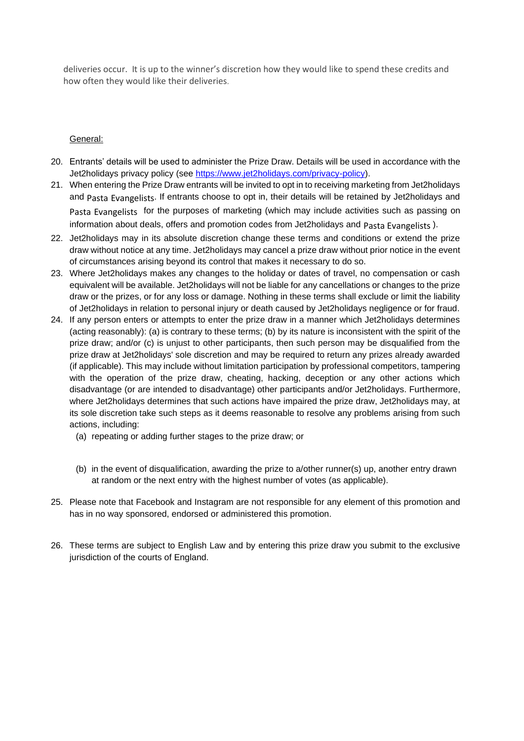deliveries occur. It is up to the winner's discretion how they would like to spend these credits and how often they would like their deliveries.

General:

20. Entrants' details will be used to administer the Prize Draw. Details will be used in accordance with the Jet2holidays privacy policy (see [https://www.jet2holidays.com/privacy-policy](https://www.jet2holidays.com/privacy-policy)).
21. When entering the Prize Draw entrants will be invited to opt in to receiving marketing from Jet2holidays and Pasta Evangelists. If entrants choose to opt in, their details will be retained by Jet2holidays and Pasta Evangelists for the purposes of marketing (which may include activities such as passing on information about deals, offers and promotion codes from Jet2holidays and Pasta Evangelists ).
22. Jet2holidays may in its absolute discretion change these terms and conditions or extend the prize draw without notice at any time. Jet2holidays may cancel a prize draw without prior notice in the event of circumstances arising beyond its control that makes it necessary to do so.
23. Where Jet2holidays makes any changes to the holiday or dates of travel, no compensation or cash equivalent will be available. Jet2holidays will not be liable for any cancellations or changes to the prize draw or the prizes, or for any loss or damage. Nothing in these terms shall exclude or limit the liability of Jet2holidays in relation to personal injury or death caused by Jet2holidays negligence or for fraud.
24. If any person enters or attempts to enter the prize draw in a manner which Jet2holidays determines (acting reasonably): (a) is contrary to these terms; (b) by its nature is inconsistent with the spirit of the prize draw; and/or (c) is unjust to other participants, then such person may be disqualified from the prize draw at Jet2holidays' sole discretion and may be required to return any prizes already awarded (if applicable). This may include without limitation participation by professional competitors, tampering with the operation of the prize draw, cheating, hacking, deception or any other actions which disadvantage (or are intended to disadvantage) other participants and/or Jet2holidays. Furthermore, where Jet2holidays determines that such actions have impaired the prize draw, Jet2holidays may, at its sole discretion take such steps as it deems reasonable to resolve any problems arising from such actions, including:
    (a) repeating or adding further stages to the prize draw; or
    (b) in the event of disqualification, awarding the prize to a/other runner(s) up, another entry drawn at random or the next entry with the highest number of votes (as applicable).
25. Please note that Facebook and Instagram are not responsible for any element of this promotion and has in no way sponsored, endorsed or administered this promotion.
26. These terms are subject to English Law and by entering this prize draw you submit to the exclusive jurisdiction of the courts of England.